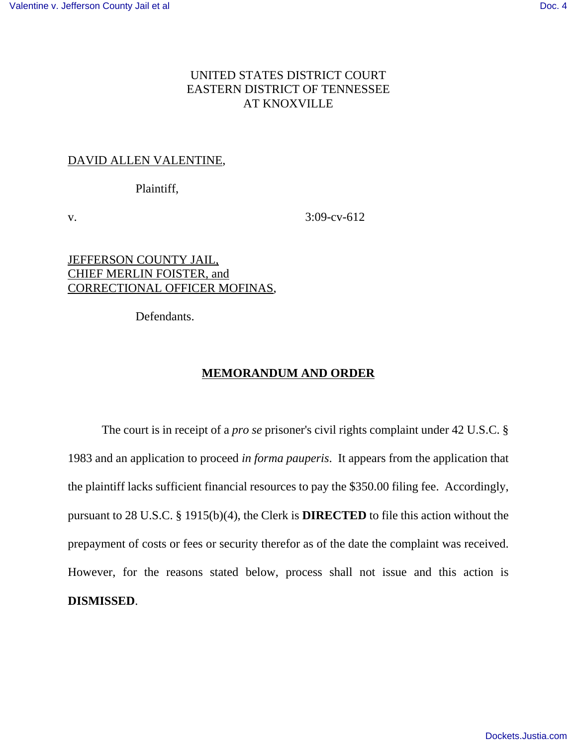UNITED STATES DISTRICT COURT
EASTERN DISTRICT OF TENNESSEE
AT KNOXVILLE

DAVID ALLEN VALENTINE,

Plaintiff,

v. 3:09-cv-612

JEFFERSON COUNTY JAIL,
CHIEF MERLIN FOISTER, and
CORRECTIONAL OFFICER MOFINAS,

Defendants.

## MEMORANDUM AND ORDER

The court is in receipt of a *pro se* prisoner's civil rights complaint under 42 U.S.C. § 1983 and an application to proceed *in forma pauperis*. It appears from the application that the plaintiff lacks sufficient financial resources to pay the $350.00 filing fee. Accordingly, pursuant to 28 U.S.C. § 1915(b)(4), the Clerk is **DIRECTED** to file this action without the prepayment of costs or fees or security therefor as of the date the complaint was received. However, for the reasons stated below, process shall not issue and this action is **DISMISSED**.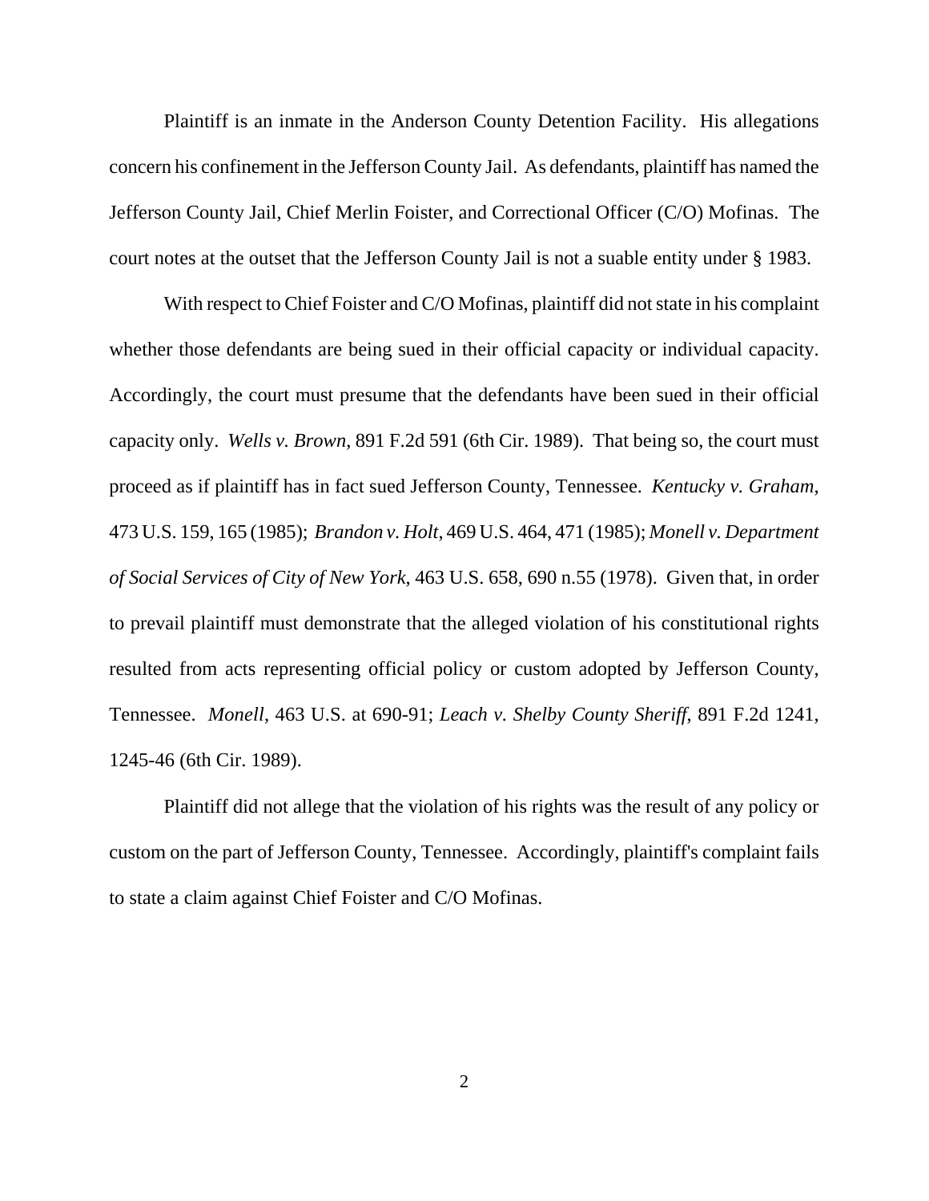Plaintiff is an inmate in the Anderson County Detention Facility. His allegations concern his confinement in the Jefferson County Jail. As defendants, plaintiff has named the Jefferson County Jail, Chief Merlin Foister, and Correctional Officer (C/O) Mofinas. The court notes at the outset that the Jefferson County Jail is not a suable entity under § 1983.

With respect to Chief Foister and C/O Mofinas, plaintiff did not state in his complaint whether those defendants are being sued in their official capacity or individual capacity. Accordingly, the court must presume that the defendants have been sued in their official capacity only. *Wells v. Brown*, 891 F.2d 591 (6th Cir. 1989). That being so, the court must proceed as if plaintiff has in fact sued Jefferson County, Tennessee. *Kentucky v. Graham*, 473 U.S. 159, 165 (1985); *Brandon v. Holt*, 469 U.S. 464, 471 (1985); *Monell v. Department of Social Services of City of New York*, 463 U.S. 658, 690 n.55 (1978). Given that, in order to prevail plaintiff must demonstrate that the alleged violation of his constitutional rights resulted from acts representing official policy or custom adopted by Jefferson County, Tennessee. *Monell*, 463 U.S. at 690-91; *Leach v. Shelby County Sheriff*, 891 F.2d 1241, 1245-46 (6th Cir. 1989).

Plaintiff did not allege that the violation of his rights was the result of any policy or custom on the part of Jefferson County, Tennessee. Accordingly, plaintiff's complaint fails to state a claim against Chief Foister and C/O Mofinas.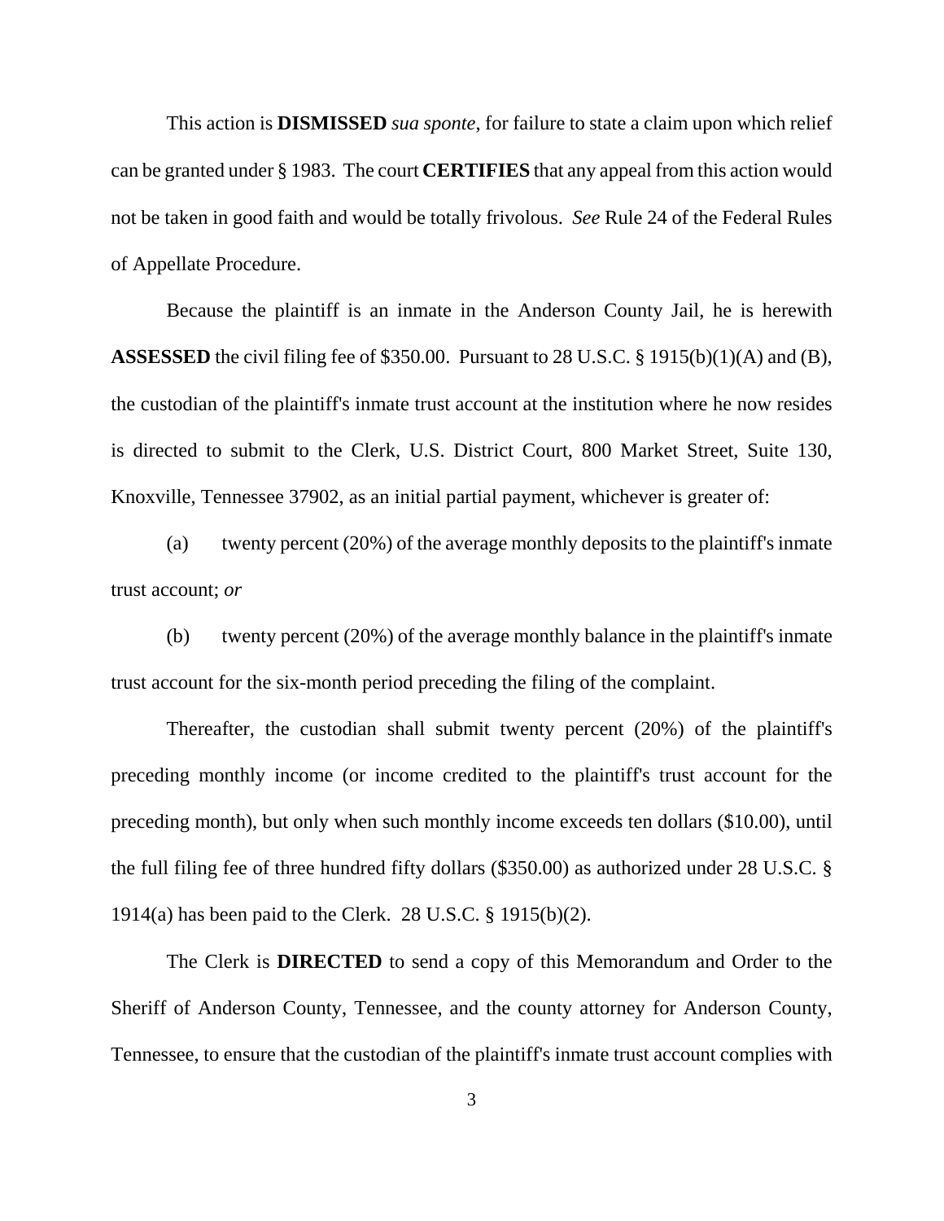This action is **DISMISSED** *sua sponte*, for failure to state a claim upon which relief can be granted under § 1983. The court **CERTIFIES** that any appeal from this action would not be taken in good faith and would be totally frivolous. *See* Rule 24 of the Federal Rules of Appellate Procedure.

Because the plaintiff is an inmate in the Anderson County Jail, he is herewith **ASSESSED** the civil filing fee of $350.00. Pursuant to 28 U.S.C. § 1915(b)(1)(A) and (B), the custodian of the plaintiff's inmate trust account at the institution where he now resides is directed to submit to the Clerk, U.S. District Court, 800 Market Street, Suite 130, Knoxville, Tennessee 37902, as an initial partial payment, whichever is greater of:

(a) twenty percent (20%) of the average monthly deposits to the plaintiff's inmate trust account; *or*

(b) twenty percent (20%) of the average monthly balance in the plaintiff's inmate trust account for the six-month period preceding the filing of the complaint.

Thereafter, the custodian shall submit twenty percent (20%) of the plaintiff's preceding monthly income (or income credited to the plaintiff's trust account for the preceding month), but only when such monthly income exceeds ten dollars ($10.00), until the full filing fee of three hundred fifty dollars ($350.00) as authorized under 28 U.S.C. § 1914(a) has been paid to the Clerk. 28 U.S.C. § 1915(b)(2).

The Clerk is **DIRECTED** to send a copy of this Memorandum and Order to the Sheriff of Anderson County, Tennessee, and the county attorney for Anderson County, Tennessee, to ensure that the custodian of the plaintiff's inmate trust account complies with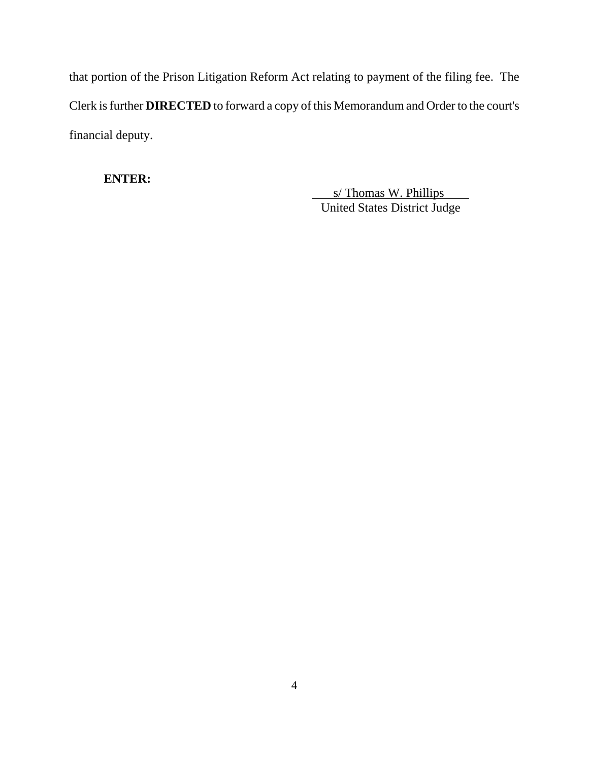that portion of the Prison Litigation Reform Act relating to payment of the filing fee. The Clerk is further **DIRECTED** to forward a copy of this Memorandum and Order to the court's financial deputy.

**ENTER:**

s/ Thomas W. Phillips
United States District Judge